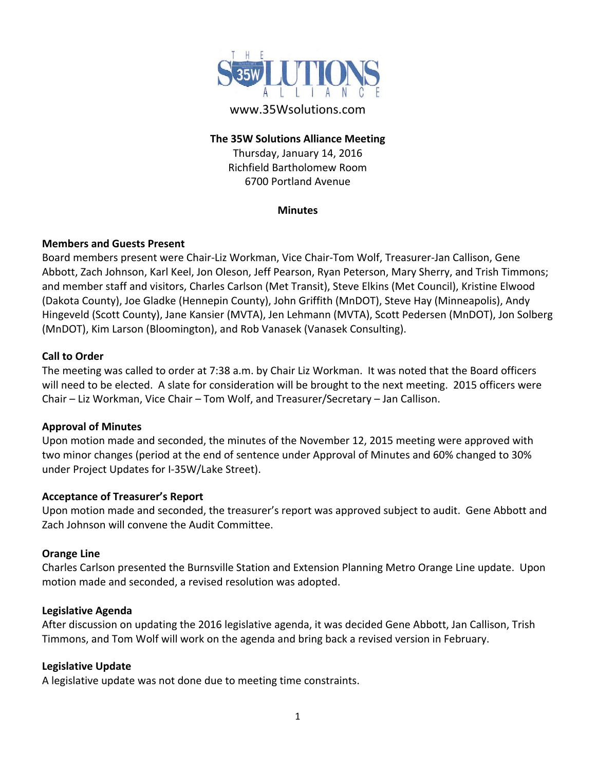THE 35W SOLUTIONS ALLIANCE

www.35Wsolutions.com

**The 35W Solutions Alliance Meeting**

Thursday, January 14, 2016

Richfield Bartholomew Room

6700 Portland Avenue

**Minutes**

### Members and Guests Present

Board members present were Chair-Liz Workman, Vice Chair-Tom Wolf, Treasurer-Jan Callison, Gene Abbott, Zach Johnson, Karl Keel, Jon Oleson, Jeff Pearson, Ryan Peterson, Mary Sherry, and Trish Timmons; and member staff and visitors, Charles Carlson (Met Transit), Steve Elkins (Met Council), Kristine Elwood (Dakota County), Joe Gladke (Hennepin County), John Griffith (MnDOT), Steve Hay (Minneapolis), Andy Hingeveld (Scott County), Jane Kansier (MVTA), Jen Lehmann (MVTA), Scott Pedersen (MnDOT), Jon Solberg (MnDOT), Kim Larson (Bloomington), and Rob Vanasek (Vanasek Consulting).

### Call to Order

The meeting was called to order at 7:38 a.m. by Chair Liz Workman. It was noted that the Board officers will need to be elected. A slate for consideration will be brought to the next meeting. 2015 officers were Chair – Liz Workman, Vice Chair – Tom Wolf, and Treasurer/Secretary – Jan Callison.

### Approval of Minutes

Upon motion made and seconded, the minutes of the November 12, 2015 meeting were approved with two minor changes (period at the end of sentence under Approval of Minutes and 60% changed to 30% under Project Updates for I-35W/Lake Street).

### Acceptance of Treasurer's Report

Upon motion made and seconded, the treasurer's report was approved subject to audit. Gene Abbott and Zach Johnson will convene the Audit Committee.

### Orange Line

Charles Carlson presented the Burnsville Station and Extension Planning Metro Orange Line update. Upon motion made and seconded, a revised resolution was adopted.

### Legislative Agenda

After discussion on updating the 2016 legislative agenda, it was decided Gene Abbott, Jan Callison, Trish Timmons, and Tom Wolf will work on the agenda and bring back a revised version in February.

### Legislative Update

A legislative update was not done due to meeting time constraints.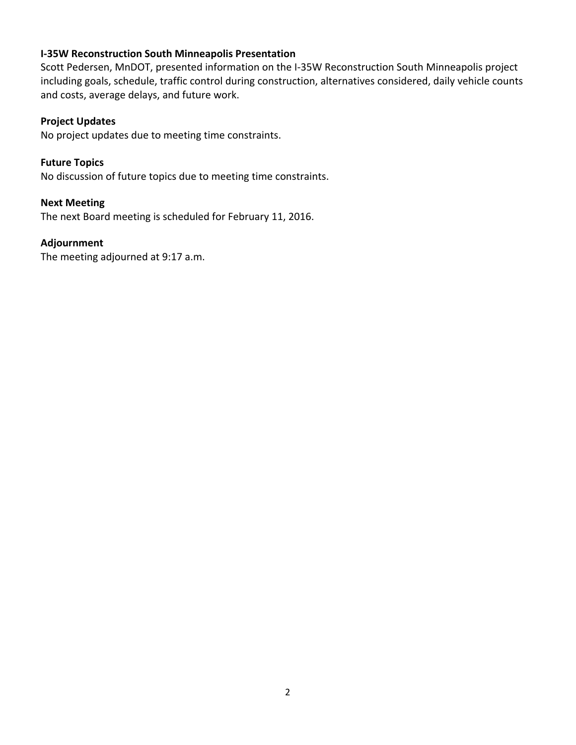**I-35W Reconstruction South Minneapolis Presentation**
Scott Pedersen, MnDOT, presented information on the I-35W Reconstruction South Minneapolis project including goals, schedule, traffic control during construction, alternatives considered, daily vehicle counts and costs, average delays, and future work.

**Project Updates**
No project updates due to meeting time constraints.

**Future Topics**
No discussion of future topics due to meeting time constraints.

**Next Meeting**
The next Board meeting is scheduled for February 11, 2016.

**Adjournment**
The meeting adjourned at 9:17 a.m.